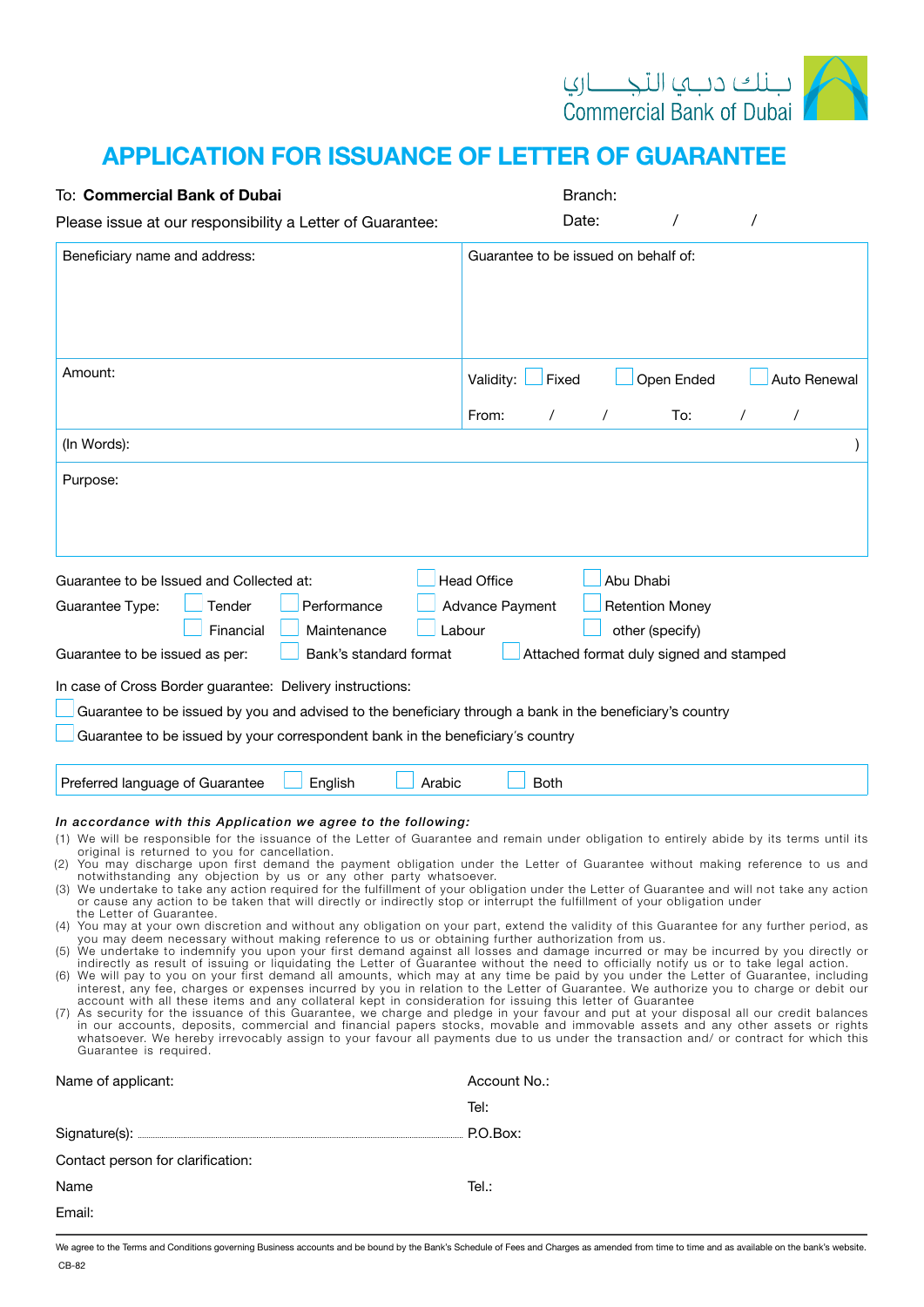بنك دبي التجاري
Commercial Bank of Dubai

# APPLICATION FOR ISSUANCE OF LETTER OF GUARANTEE

To: **Commercial Bank of Dubai**

Branch:

Please issue at our responsibility a Letter of Guarantee:

Date: / /

| Beneficiary name and address: | Guarantee to be issued on behalf of: |
|---|---|
| Amount: | Validity: ☐ Fixed ☐ Open Ended ☐ Auto Renewal<br>From: / / To: / / |
| (In Words): ) | |
| Purpose: | |

Guarantee to be Issued and Collected at: ☐ Head Office ☐ Abu Dhabi

Guarantee Type: ☐ Tender ☐ Performance ☐ Advance Payment ☐ Retention Money
☐ Financial ☐ Maintenance ☐ Labour ☐ other (specify)

Guarantee to be issued as per: ☐ Bank's standard format ☐ Attached format duly signed and stamped

In case of Cross Border guarantee: Delivery instructions:

☐ Guarantee to be issued by you and advised to the beneficiary through a bank in the beneficiary's country

☐ Guarantee to be issued by your correspondent bank in the beneficiary's country

Preferred language of Guarantee ☐ English ☐ Arabic ☐ Both

***In accordance with this Application we agree to the following:***

(1) We will be responsible for the issuance of the Letter of Guarantee and remain under obligation to entirely abide by its terms until its original is returned to you for cancellation.
(2) You may discharge upon first demand the payment obligation under the Letter of Guarantee without making reference to us and notwithstanding any objection by us or any other party whatsoever.
(3) We undertake to take any action required for the fulfillment of your obligation under the Letter of Guarantee and will not take any action or cause any action to be taken that will directly or indirectly stop or interrupt the fulfillment of your obligation under the Letter of Guarantee.
(4) You may at your own discretion and without any obligation on your part, extend the validity of this Guarantee for any further period, as you may deem necessary without making reference to us or obtaining further authorization from us.
(5) We undertake to indemnify you upon your first demand against all losses and damage incurred or may be incurred by you directly or indirectly as result of issuing or liquidating the Letter of Guarantee without the need to officially notify us or to take legal action.
(6) We will pay to you on your first demand all amounts, which may at any time be paid by you under the Letter of Guarantee, including interest, any fee, charges or expenses incurred by you in relation to the Letter of Guarantee. We authorize you to charge or debit our account with all these items and any collateral kept in consideration for issuing this letter of Guarantee
(7) As security for the issuance of this Guarantee, we charge and pledge in your favour and put at your disposal all our credit balances in our accounts, deposits, commercial and financial papers stocks, movable and immovable assets and any other assets or rights whatsoever. We hereby irrevocably assign to your favour all payments due to us under the transaction and/ or contract for which this Guarantee is required.

Name of applicant:

Account No.:

Tel:

Signature(s): ..............................................................

P.O.Box:

Contact person for clarification:

Name

Tel.:

Email:

We agree to the Terms and Conditions governing Business accounts and be bound by the Bank's Schedule of Fees and Charges as amended from time to time and as available on the bank's website.

CB-82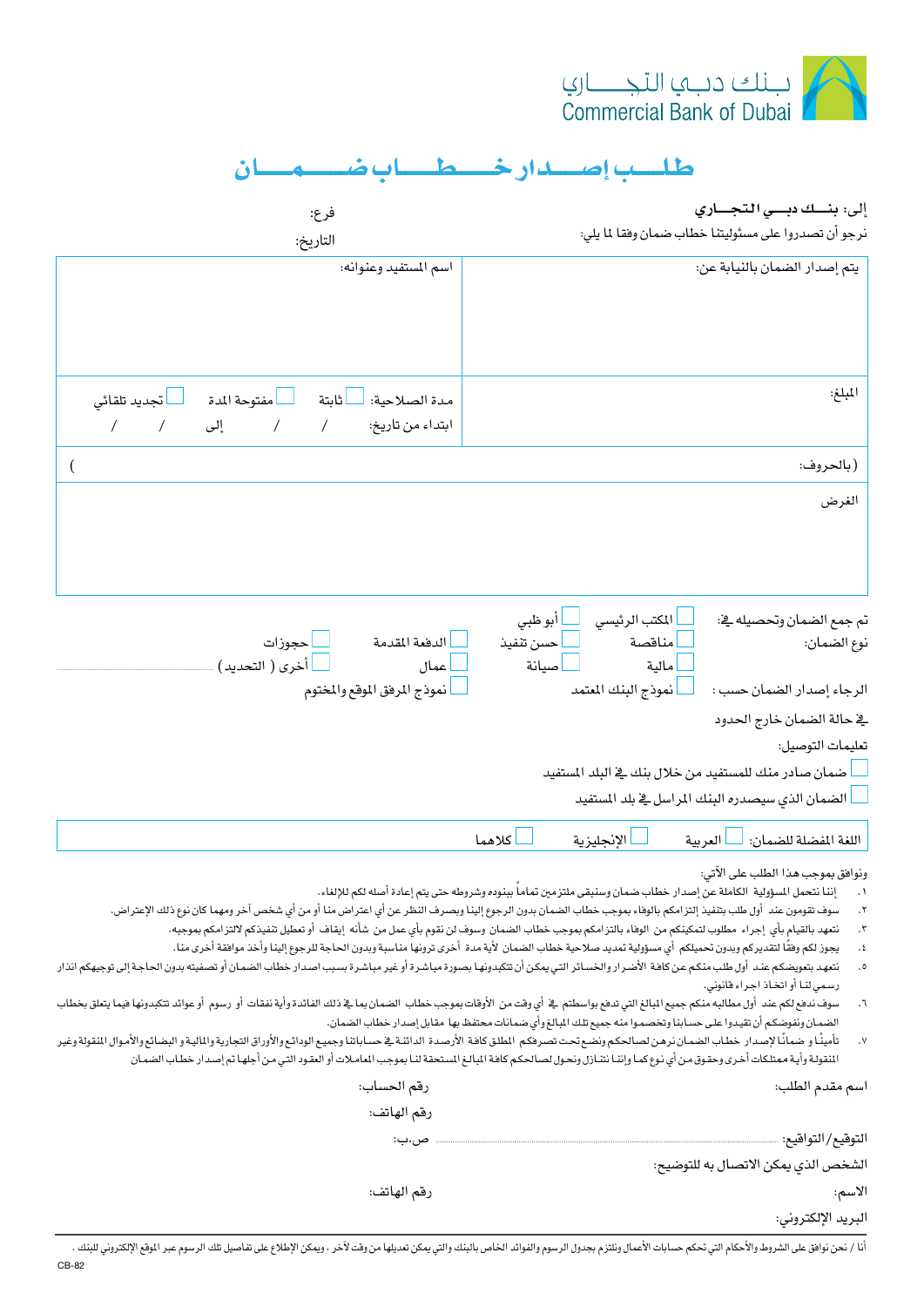بنك دبي التجاري
Commercial Bank of Dubai

# طلب إصدار خطاب ضمان

**إلى: بنك دبي التجاري**

نرجو أن تصدروا على مسئوليتنا خطاب ضمان وفقا لما يلي:

فرع:

التاريخ:

| | |
|---|---|
| يتم إصدار الضمان بالنيابة عن: | اسم المستفيد وعنوانه: |
| المبلغ: | مدة الصلاحية: ☐ ثابتة ☐ مفتوحة المدة ☐ تجديد تلقائي<br>ابتداء من تاريخ: / / إلى / / |
| (بالحروف: | ) |
| الغرض | |

تم جمع الضمان وتحصيله في: ☐ المكتب الرئيسي ☐ أبو ظبي

نوع الضمان: ☐ مناقصة ☐ حسن تنفيذ ☐ الدفعة المقدمة ☐ حجوزات

☐ مالية ☐ صيانة ☐ عمال ☐ أخرى (التحديد) ..................

الرجاء إصدار الضمان حسب : ☐ نموذج البنك المعتمد ☐ نموذج المرفق الموقع والمختوم

في حالة الضمان خارج الحدود

تعليمات التوصيل:

☐ ضمان صادر منك للمستفيد من خلال بنك في البلد المستفيد

☐ الضمان الذي سيصدره البنك المراسل في بلد المستفيد

اللغة المفضلة للضمان: ☐ العربية ☐ الإنجليزية ☐ كلاهما

ونوافق بموجب هذا الطلب على الآتي:

١. إننا نتحمل المسؤولية الكاملة عن إصدار خطاب ضمان وسنبقى ملتزمين تماماً ببنوده وشروطه حتى يتم إعادة أصله لكم للإلغاء.

٢. سوف تقومون عند أول طلب بتنفيذ إلتزامكم بالوفاء بموجب خطاب الضمان بدون الرجوع إلينا وبصرف النظر عن أي اعتراض منا أو من أي شخص آخر ومهما كان نوع ذلك الإعتراض.

٣. نتعهد بالقيام بأي إجراء مطلوب لتمكينكم من الوفاء بالتزامكم بموجب خطاب الضمان وسوف لن نقوم بأي عمل من شأنه إيقاف أو تعطيل تنفيذكم لالتزامكم بموجبه.

٤. يجوز لكم وفقًا لتقديركم وبدون تحميلكم أي مسؤولية تمديد صلاحية خطاب الضمان لأية مدة أخرى ترونها مناسبة وبدون الحاجة للرجوع إلينا وأخذ موافقة أخرى منا.

٥. نتعهد بتعويضكم عند أول طلب منكم عن كافة الأضرار والخسائر التي يمكن أن تتكبدونها بصورة مباشرة أو غير مباشرة بسبب اصدار خطاب الضمان أو تصفيته بدون الحاجة إلى توجيهكم انذار رسمي لنا أو اتخاذ اجراء قانوني.

٦. سوف ندفع لكم عند أول مطالبه منكم جميع المبالغ التي تدفع بواسطتم في أي وقت من الأوقات بموجب خطاب الضمان بما في ذلك الفائدة وأية نفقات أو رسوم أو عوائد تتكبدونها فيما يتعلق بخطاب الضمان ونفوضكم أن تقيدوا على حسابنا وتخصموا منه جميع تلك المبالغ وأي ضمانات محتفظ بها مقابل إصدار خطاب الضمان.

٧. تأمينًا و ضمانًا لإصدار خطاب الضمان نرهن لصالحكم ونضع تحت تصرفكم المطلق كافة الأرصدة الدائنة في حساباتنا وجميع الودائع والأوراق التجارية والمالية و البضائع والأموال المنقولة وغير المنقولة وأية ممتلكات أخرى وحقوق من أي نوع كما وإننا نتنازل ونحول لصالحكم كافة المبالغ المستحقة لنا بموجب المعاملات أو العقود التي من أجلها تم إصدار خطاب الضمان

اسم مقدم الطلب: رقم الحساب:

رقم الهاتف:

التوقيع/التواقيع: .................................................. ص.ب:

الشخص الذي يمكن الاتصال به للتوضيح:

الاسم: رقم الهاتف:

البريد الإلكتروني:

أنا / نحن نوافق على الشروط والأحكام التي تحكم حسابات الأعمال ونلتزم بجدول الرسوم والفوائد الخاص بالبنك والتي يمكن تعديلها من وقت لآخر ، ويمكن الإطلاع على تفاصيل تلك الرسوم عبر الموقع الإلكتروني للبنك .

CB-82